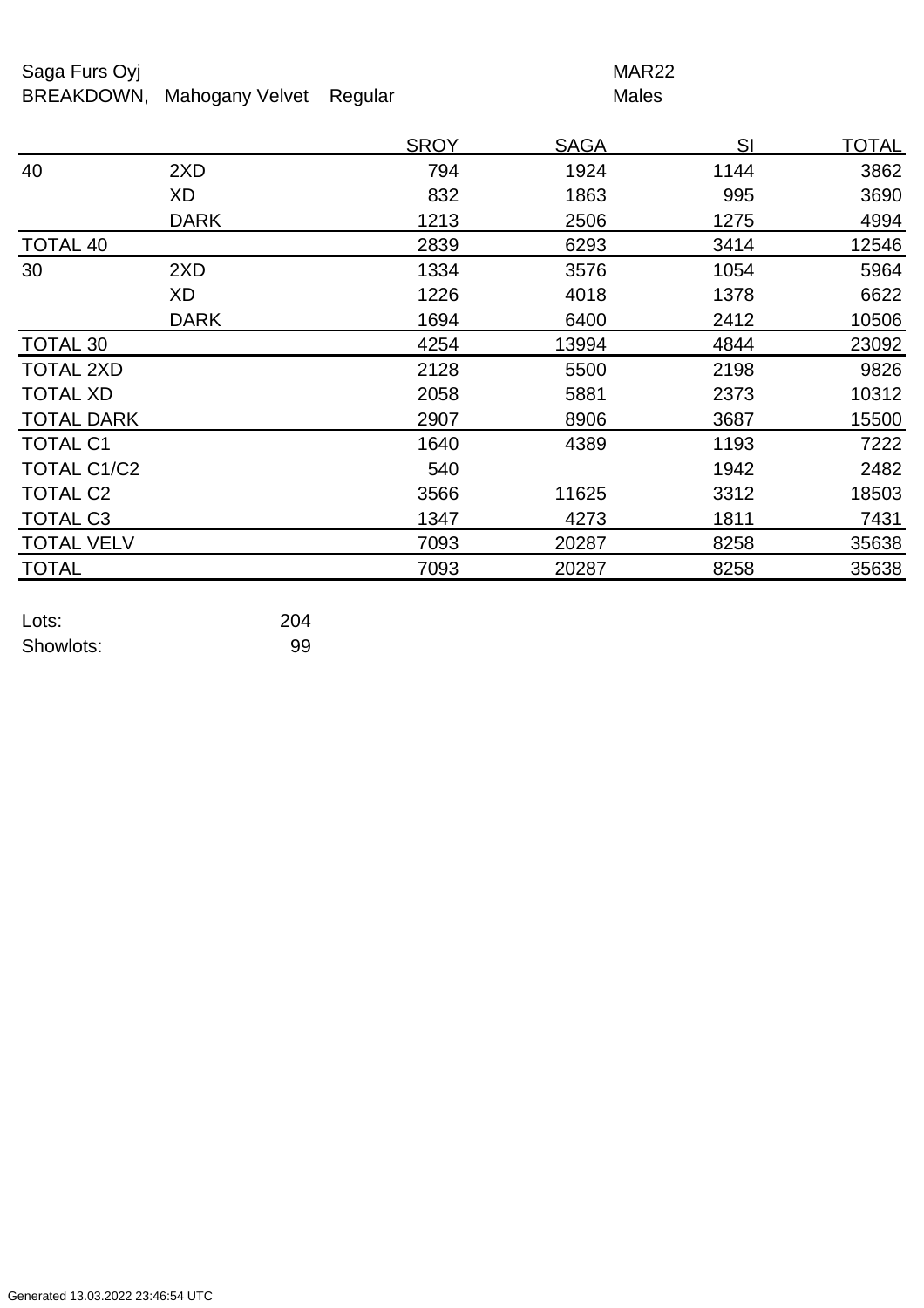Saga Furs Oyj　　MAR22

BREAKDOWN,　Mahogany Velvet　Regular　　Males

| | | SROY | SAGA | SI | TOTAL |
|---|---|---|---|---|---|
| 40 | 2XD | 794 | 1924 | 1144 | 3862 |
| | XD | 832 | 1863 | 995 | 3690 |
| | DARK | 1213 | 2506 | 1275 | 4994 |
| TOTAL 40 | | 2839 | 6293 | 3414 | 12546 |
| 30 | 2XD | 1334 | 3576 | 1054 | 5964 |
| | XD | 1226 | 4018 | 1378 | 6622 |
| | DARK | 1694 | 6400 | 2412 | 10506 |
| TOTAL 30 | | 4254 | 13994 | 4844 | 23092 |
| TOTAL 2XD | | 2128 | 5500 | 2198 | 9826 |
| TOTAL XD | | 2058 | 5881 | 2373 | 10312 |
| TOTAL DARK | | 2907 | 8906 | 3687 | 15500 |
| TOTAL C1 | | 1640 | 4389 | 1193 | 7222 |
| TOTAL C1/C2 | | 540 | | 1942 | 2482 |
| TOTAL C2 | | 3566 | 11625 | 3312 | 18503 |
| TOTAL C3 | | 1347 | 4273 | 1811 | 7431 |
| TOTAL VELV | | 7093 | 20287 | 8258 | 35638 |
| TOTAL | | 7093 | 20287 | 8258 | 35638 |

Lots: 204

Showlots: 99

Generated 13.03.2022 23:46:54 UTC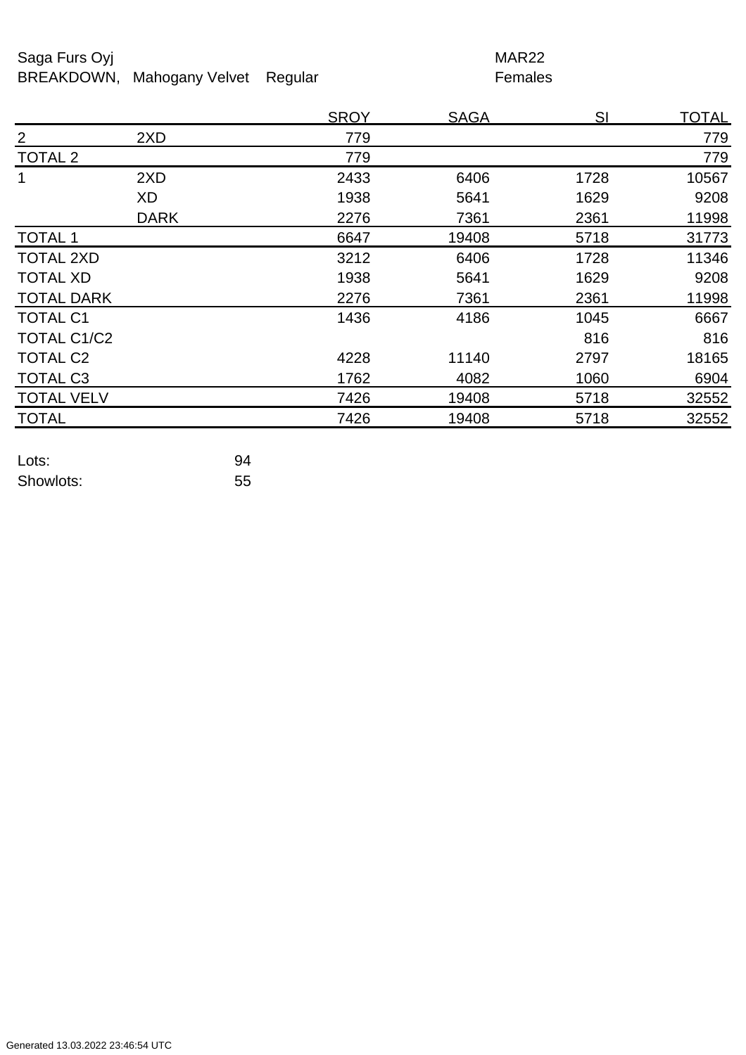Saga Furs Oyj MAR22

BREAKDOWN, Mahogany Velvet Regular Females

| | | SROY | SAGA | SI | TOTAL |
|---|---|---|---|---|---|
| 2 | 2XD | 779 | | | 779 |
| TOTAL 2 | | 779 | | | 779 |
| 1 | 2XD | 2433 | 6406 | 1728 | 10567 |
| | XD | 1938 | 5641 | 1629 | 9208 |
| | DARK | 2276 | 7361 | 2361 | 11998 |
| TOTAL 1 | | 6647 | 19408 | 5718 | 31773 |
| TOTAL 2XD | | 3212 | 6406 | 1728 | 11346 |
| TOTAL XD | | 1938 | 5641 | 1629 | 9208 |
| TOTAL DARK | | 2276 | 7361 | 2361 | 11998 |
| TOTAL C1 | | 1436 | 4186 | 1045 | 6667 |
| TOTAL C1/C2 | | | | 816 | 816 |
| TOTAL C2 | | 4228 | 11140 | 2797 | 18165 |
| TOTAL C3 | | 1762 | 4082 | 1060 | 6904 |
| TOTAL VELV | | 7426 | 19408 | 5718 | 32552 |
| TOTAL | | 7426 | 19408 | 5718 | 32552 |

Lots: 94

Showlots: 55

Generated 13.03.2022 23:46:54 UTC